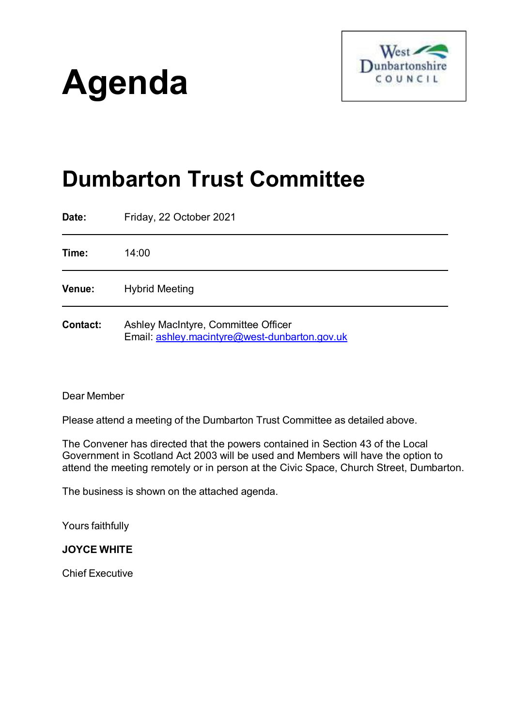# Agenda

West Dunbartonshire COUNCIL

## Dumbarton Trust Committee

**Date:** Friday, 22 October 2021

**Time:** 14:00

**Venue:** Hybrid Meeting

**Contact:** Ashley MacIntyre, Committee Officer
Email: ashley.macintyre@west-dunbarton.gov.uk

Dear Member

Please attend a meeting of the Dumbarton Trust Committee as detailed above.

The Convener has directed that the powers contained in Section 43 of the Local Government in Scotland Act 2003 will be used and Members will have the option to attend the meeting remotely or in person at the Civic Space, Church Street, Dumbarton.

The business is shown on the attached agenda.

Yours faithfully

**JOYCE WHITE**

Chief Executive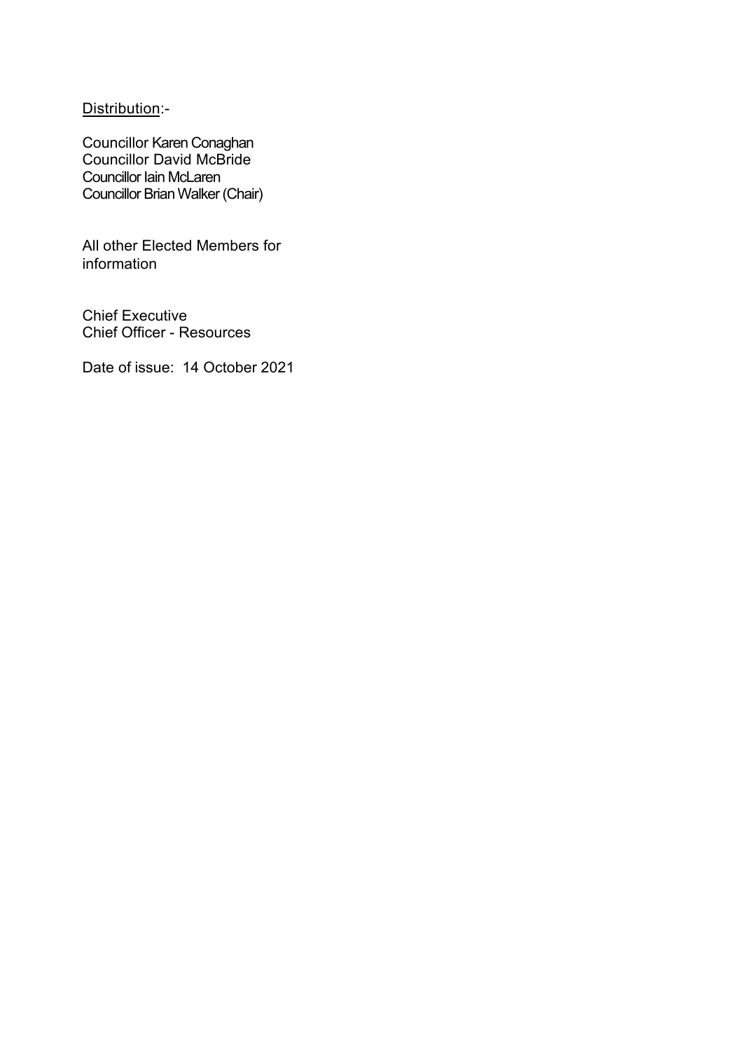<u>Distribution</u>:-

Councillor Karen Conaghan
Councillor David McBride
Councillor Iain McLaren
Councillor Brian Walker (Chair)

All other Elected Members for information

Chief Executive
Chief Officer - Resources

Date of issue: 14 October 2021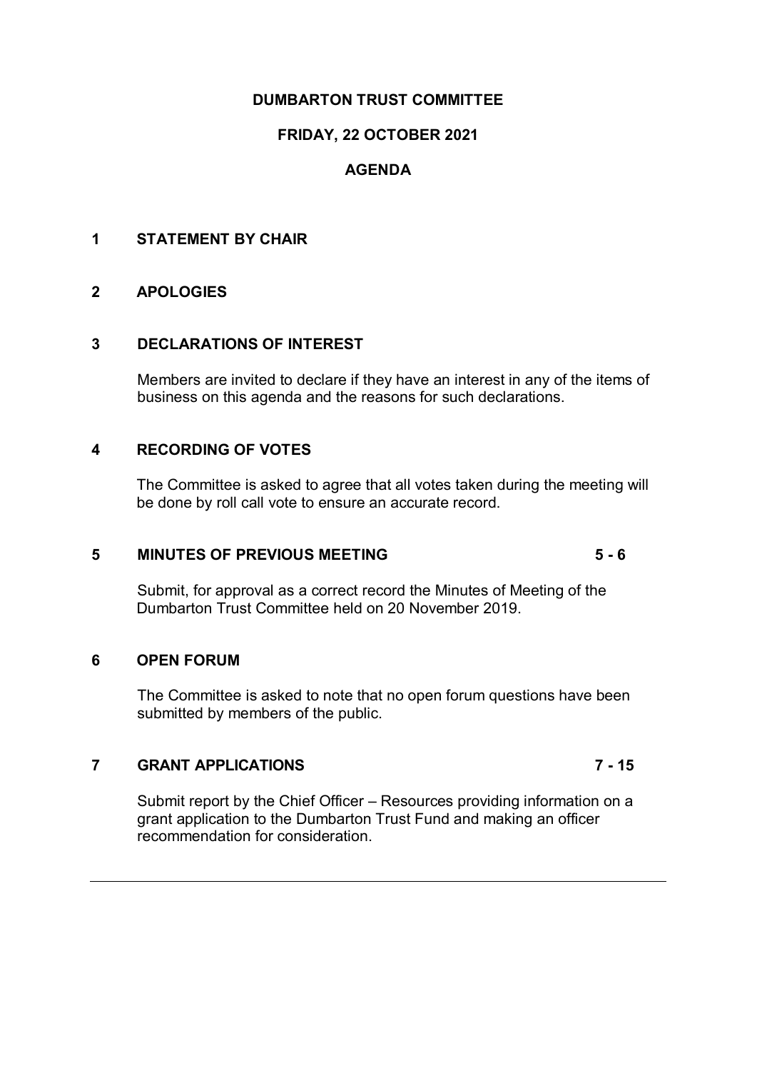# DUMBARTON TRUST COMMITTEE

## FRIDAY, 22 OCTOBER 2021

## AGENDA

**1 STATEMENT BY CHAIR**

**2 APOLOGIES**

**3 DECLARATIONS OF INTEREST**

Members are invited to declare if they have an interest in any of the items of business on this agenda and the reasons for such declarations.

**4 RECORDING OF VOTES**

The Committee is asked to agree that all votes taken during the meeting will be done by roll call vote to ensure an accurate record.

**5 MINUTES OF PREVIOUS MEETING** **5 - 6**

Submit, for approval as a correct record the Minutes of Meeting of the Dumbarton Trust Committee held on 20 November 2019.

**6 OPEN FORUM**

The Committee is asked to note that no open forum questions have been submitted by members of the public.

**7 GRANT APPLICATIONS** **7 - 15**

Submit report by the Chief Officer – Resources providing information on a grant application to the Dumbarton Trust Fund and making an officer recommendation for consideration.